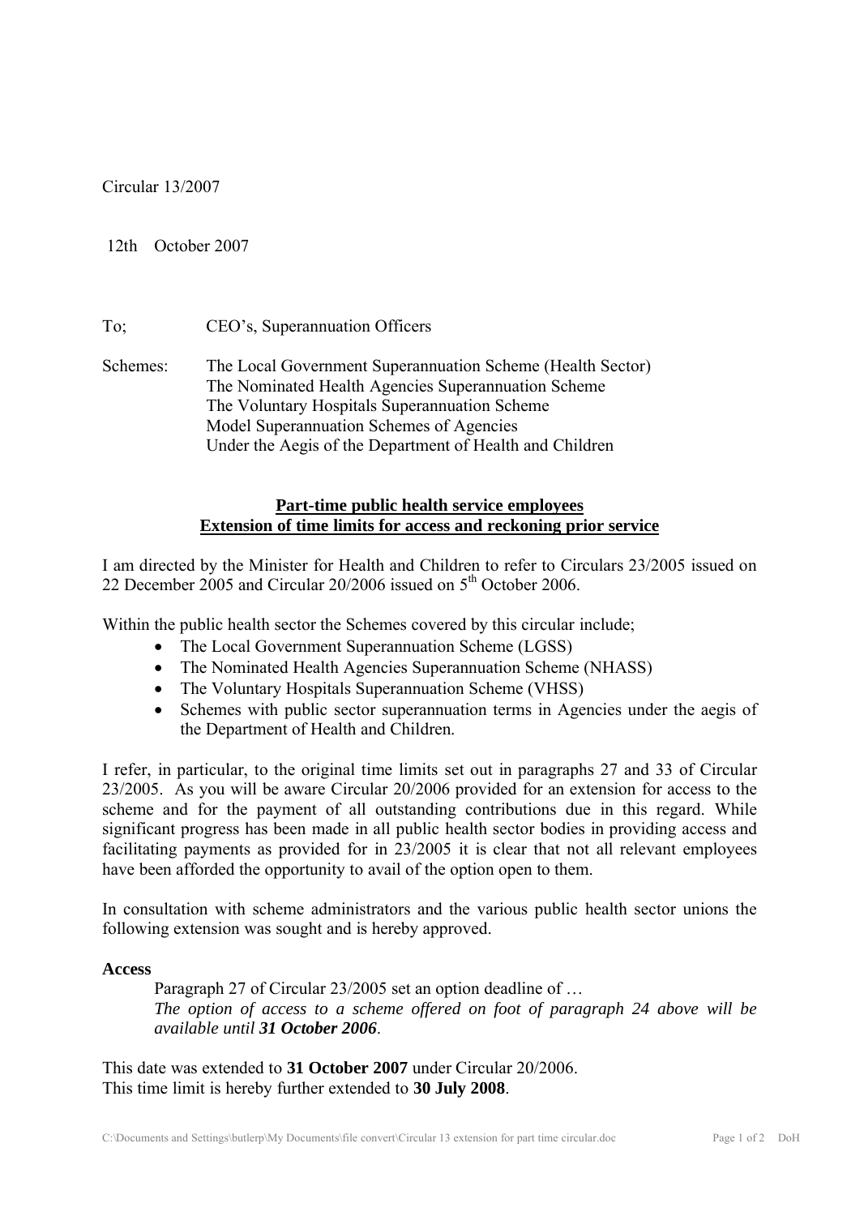Circular 13/2007

12th October 2007

To; CEO's, Superannuation Officers

Schemes: The Local Government Superannuation Scheme (Health Sector)
The Nominated Health Agencies Superannuation Scheme
The Voluntary Hospitals Superannuation Scheme
Model Superannuation Schemes of Agencies
Under the Aegis of the Department of Health and Children

## Part-time public health service employees
## Extension of time limits for access and reckoning prior service

I am directed by the Minister for Health and Children to refer to Circulars 23/2005 issued on 22 December 2005 and Circular 20/2006 issued on 5th October 2006.

Within the public health sector the Schemes covered by this circular include;

- The Local Government Superannuation Scheme (LGSS)
- The Nominated Health Agencies Superannuation Scheme (NHASS)
- The Voluntary Hospitals Superannuation Scheme (VHSS)
- Schemes with public sector superannuation terms in Agencies under the aegis of the Department of Health and Children.

I refer, in particular, to the original time limits set out in paragraphs 27 and 33 of Circular 23/2005. As you will be aware Circular 20/2006 provided for an extension for access to the scheme and for the payment of all outstanding contributions due in this regard. While significant progress has been made in all public health sector bodies in providing access and facilitating payments as provided for in 23/2005 it is clear that not all relevant employees have been afforded the opportunity to avail of the option open to them.

In consultation with scheme administrators and the various public health sector unions the following extension was sought and is hereby approved.

**Access**

> Paragraph 27 of Circular 23/2005 set an option deadline of …
> *The option of access to a scheme offered on foot of paragraph 24 above will be available until **31 October 2006**.*

This date was extended to **31 October 2007** under Circular 20/2006.
This time limit is hereby further extended to **30 July 2008**.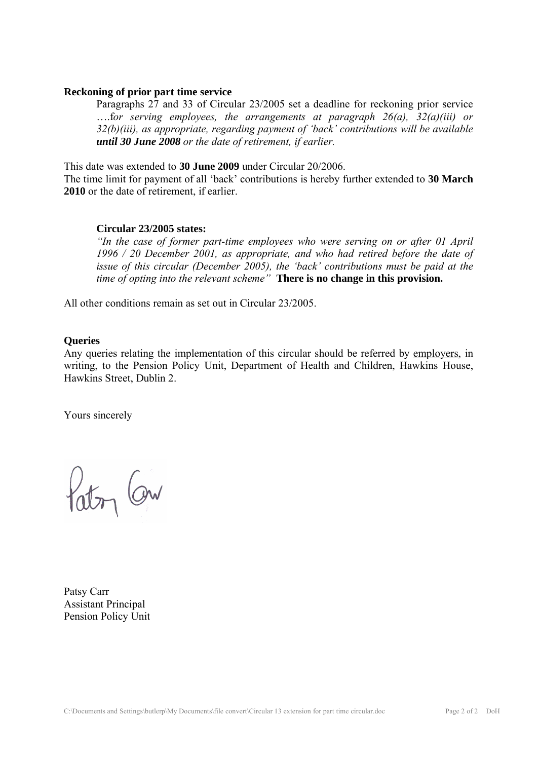**Reckoning of prior part time service**

Paragraphs 27 and 33 of Circular 23/2005 set a deadline for reckoning prior service ….f*or serving employees, the arrangements at paragraph 26(a), 32(a)(iii) or 32(b)(iii), as appropriate, regarding payment of 'back' contributions will be available* ***until 30 June 2008*** *or the date of retirement, if earlier.*

This date was extended to **30 June 2009** under Circular 20/2006.
The time limit for payment of all 'back' contributions is hereby further extended to **30 March 2010** or the date of retirement, if earlier.

**Circular 23/2005 states:**

*"In the case of former part-time employees who were serving on or after 01 April 1996 / 20 December 2001, as appropriate, and who had retired before the date of issue of this circular (December 2005), the 'back' contributions must be paid at the time of opting into the relevant scheme"* **There is no change in this provision.**

All other conditions remain as set out in Circular 23/2005.

**Queries**

Any queries relating the implementation of this circular should be referred by employers, in writing, to the Pension Policy Unit, Department of Health and Children, Hawkins House, Hawkins Street, Dublin 2.

Yours sincerely

Patsy Carr
Assistant Principal
Pension Policy Unit